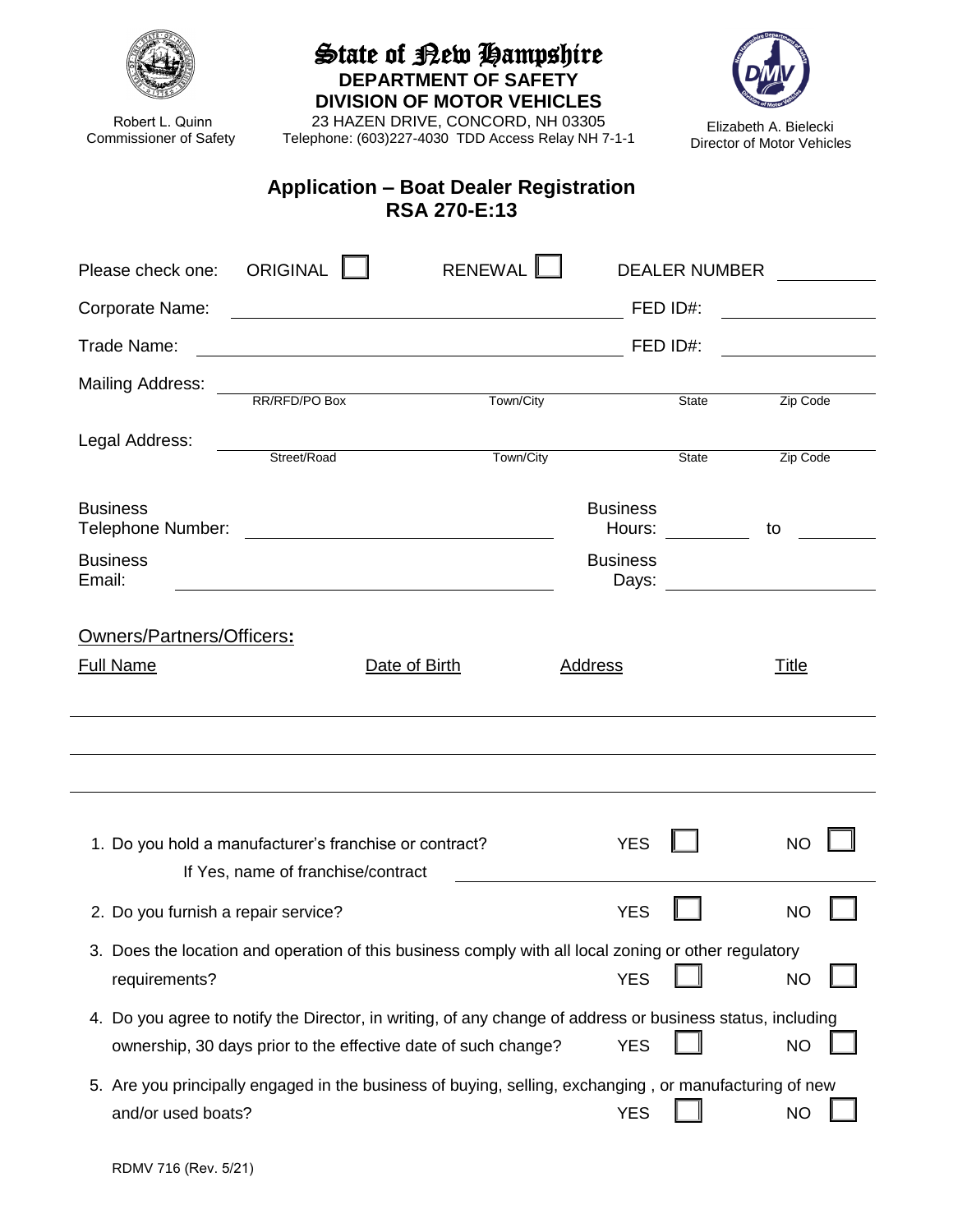Robert L. Quinn
Commissioner of Safety

# State of New Hampshire
**DEPARTMENT OF SAFETY**
**DIVISION OF MOTOR VEHICLES**
23 HAZEN DRIVE, CONCORD, NH 03305
Telephone: (603)227-4030 TDD Access Relay NH 7-1-1

Elizabeth A. Bielecki
Director of Motor Vehicles

## Application – Boat Dealer Registration
## RSA 270-E:13

Please check one: ORIGINAL ☐ RENEWAL ☐ DEALER NUMBER ________

Corporate Name: ______________________________ FED ID#: ____________

Trade Name: ______________________________ FED ID#: ____________

Mailing Address: ______________________________
RR/RFD/PO Box | Town/City | State | Zip Code

Legal Address: ______________________________
Street/Road | Town/City | State | Zip Code

Business Telephone Number: ______________________ Business Hours: ________ to ________

Business Email: ______________________ Business Days: ______________

Owners/Partners/Officers:

| Full Name | Date of Birth | Address | Title |
|---|---|---|---|
| | | | |
| | | | |
| | | | |

1. Do you hold a manufacturer's franchise or contract? YES ☐ NO ☐
   If Yes, name of franchise/contract ______________________
2. Do you furnish a repair service? YES ☐ NO ☐
3. Does the location and operation of this business comply with all local zoning or other regulatory requirements? YES ☐ NO ☐
4. Do you agree to notify the Director, in writing, of any change of address or business status, including ownership, 30 days prior to the effective date of such change? YES ☐ NO ☐
5. Are you principally engaged in the business of buying, selling, exchanging , or manufacturing of new and/or used boats? YES ☐ NO ☐

RDMV 716 (Rev. 5/21)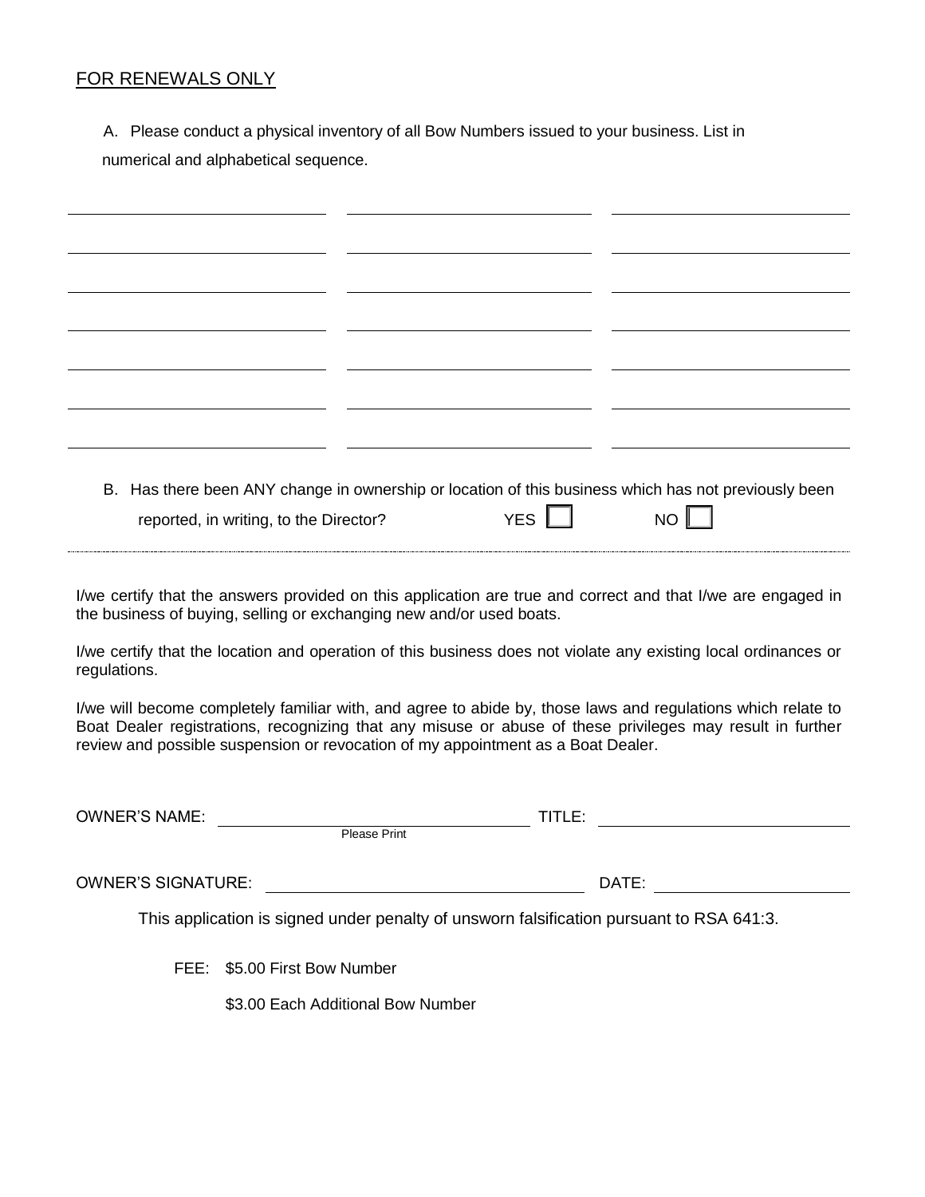FOR RENEWALS ONLY

A. Please conduct a physical inventory of all Bow Numbers issued to your business. List in numerical and alphabetical sequence.

| | | |
|---|---|---|
| | | |
| | | |
| | | |
| | | |
| | | |
| | | |
| | | |

B. Has there been ANY change in ownership or location of this business which has not previously been reported, in writing, to the Director? YES ☐ NO ☐

---

I/we certify that the answers provided on this application are true and correct and that I/we are engaged in the business of buying, selling or exchanging new and/or used boats.

I/we certify that the location and operation of this business does not violate any existing local ordinances or regulations.

I/we will become completely familiar with, and agree to abide by, those laws and regulations which relate to Boat Dealer registrations, recognizing that any misuse or abuse of these privileges may result in further review and possible suspension or revocation of my appointment as a Boat Dealer.

OWNER'S NAME: ______________________________ TITLE: ______________________
Please Print

OWNER'S SIGNATURE: ______________________________ DATE: ______________________

This application is signed under penalty of unsworn falsification pursuant to RSA 641:3.

FEE: $5.00 First Bow Number

$3.00 Each Additional Bow Number